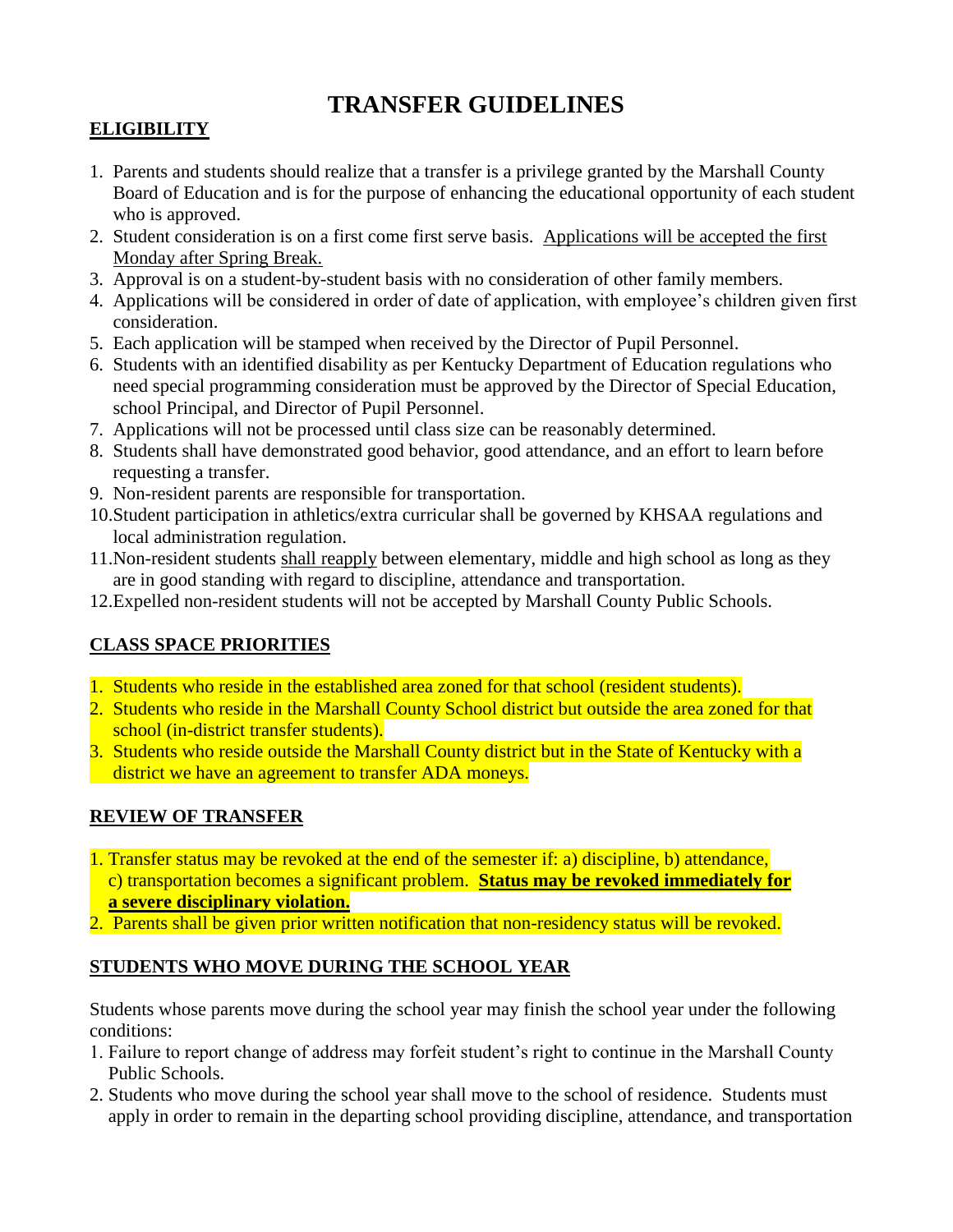# TRANSFER GUIDELINES

## ELIGIBILITY

1. Parents and students should realize that a transfer is a privilege granted by the Marshall County Board of Education and is for the purpose of enhancing the educational opportunity of each student who is approved.
2. Student consideration is on a first come first serve basis. Applications will be accepted the first Monday after Spring Break.
3. Approval is on a student-by-student basis with no consideration of other family members.
4. Applications will be considered in order of date of application, with employee's children given first consideration.
5. Each application will be stamped when received by the Director of Pupil Personnel.
6. Students with an identified disability as per Kentucky Department of Education regulations who need special programming consideration must be approved by the Director of Special Education, school Principal, and Director of Pupil Personnel.
7. Applications will not be processed until class size can be reasonably determined.
8. Students shall have demonstrated good behavior, good attendance, and an effort to learn before requesting a transfer.
9. Non-resident parents are responsible for transportation.
10. Student participation in athletics/extra curricular shall be governed by KHSAA regulations and local administration regulation.
11. Non-resident students shall reapply between elementary, middle and high school as long as they are in good standing with regard to discipline, attendance and transportation.
12. Expelled non-resident students will not be accepted by Marshall County Public Schools.

## CLASS SPACE PRIORITIES

1. Students who reside in the established area zoned for that school (resident students).
2. Students who reside in the Marshall County School district but outside the area zoned for that school (in-district transfer students).
3. Students who reside outside the Marshall County district but in the State of Kentucky with a district we have an agreement to transfer ADA moneys.

## REVIEW OF TRANSFER

1. Transfer status may be revoked at the end of the semester if: a) discipline, b) attendance, c) transportation becomes a significant problem. **Status may be revoked immediately for a severe disciplinary violation.**
2. Parents shall be given prior written notification that non-residency status will be revoked.

## STUDENTS WHO MOVE DURING THE SCHOOL YEAR

Students whose parents move during the school year may finish the school year under the following conditions:

1. Failure to report change of address may forfeit student's right to continue in the Marshall County Public Schools.
2. Students who move during the school year shall move to the school of residence. Students must apply in order to remain in the departing school providing discipline, attendance, and transportation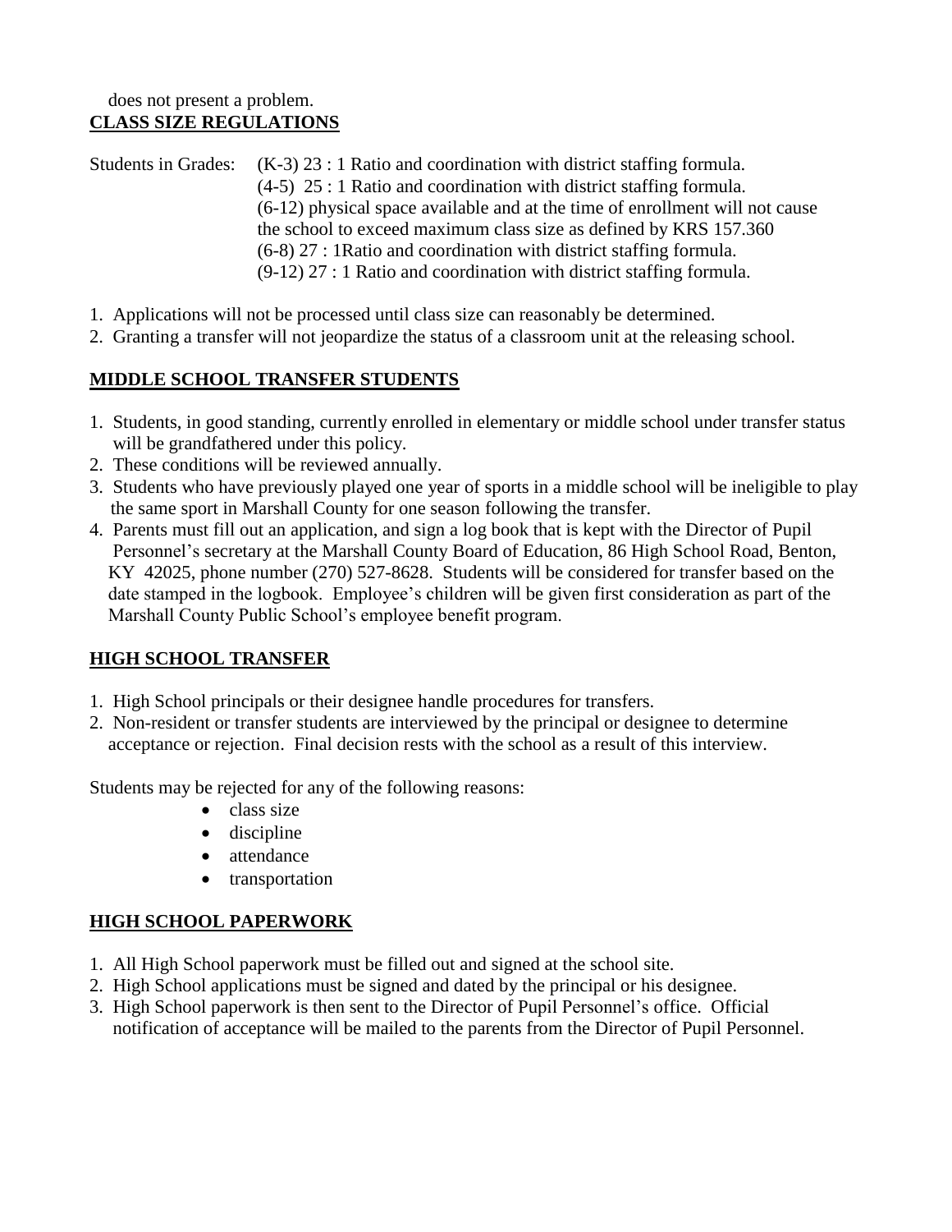does not present a problem.

## CLASS SIZE REGULATIONS

Students in Grades: (K-3) 23 : 1 Ratio and coordination with district staffing formula.
(4-5) 25 : 1 Ratio and coordination with district staffing formula.
(6-12) physical space available and at the time of enrollment will not cause the school to exceed maximum class size as defined by KRS 157.360
(6-8) 27 : 1Ratio and coordination with district staffing formula.
(9-12) 27 : 1 Ratio and coordination with district staffing formula.

1. Applications will not be processed until class size can reasonably be determined.
2. Granting a transfer will not jeopardize the status of a classroom unit at the releasing school.

## MIDDLE SCHOOL TRANSFER STUDENTS

1. Students, in good standing, currently enrolled in elementary or middle school under transfer status will be grandfathered under this policy.
2. These conditions will be reviewed annually.
3. Students who have previously played one year of sports in a middle school will be ineligible to play the same sport in Marshall County for one season following the transfer.
4. Parents must fill out an application, and sign a log book that is kept with the Director of Pupil Personnel's secretary at the Marshall County Board of Education, 86 High School Road, Benton, KY 42025, phone number (270) 527-8628. Students will be considered for transfer based on the date stamped in the logbook. Employee's children will be given first consideration as part of the Marshall County Public School's employee benefit program.

## HIGH SCHOOL TRANSFER

1. High School principals or their designee handle procedures for transfers.
2. Non-resident or transfer students are interviewed by the principal or designee to determine acceptance or rejection. Final decision rests with the school as a result of this interview.

Students may be rejected for any of the following reasons:

- class size
- discipline
- attendance
- transportation

## HIGH SCHOOL PAPERWORK

1. All High School paperwork must be filled out and signed at the school site.
2. High School applications must be signed and dated by the principal or his designee.
3. High School paperwork is then sent to the Director of Pupil Personnel's office. Official notification of acceptance will be mailed to the parents from the Director of Pupil Personnel.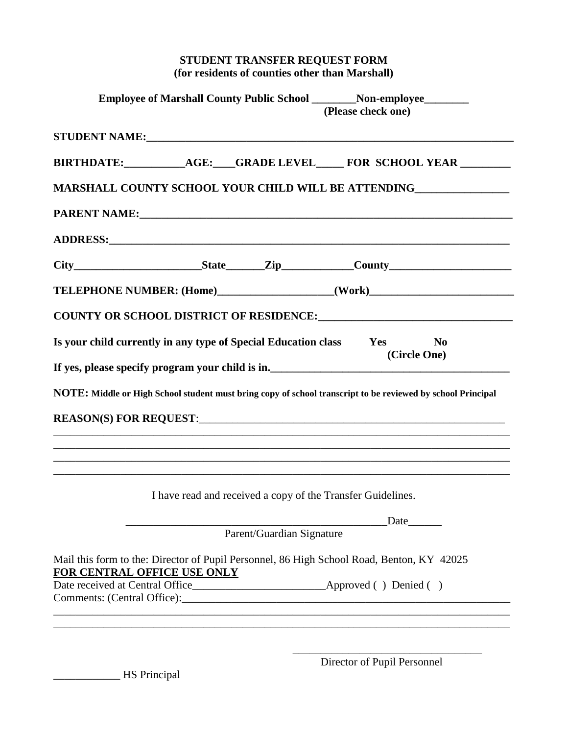**STUDENT TRANSFER REQUEST FORM**
**(for residents of counties other than Marshall)**

**Employee of Marshall County Public School ________Non-employee________**
**(Please check one)**

**STUDENT NAME:_________________________________________________________________**

**BIRTHDATE:___________AGE:____GRADE LEVEL_____ FOR SCHOOL YEAR _________**

**MARSHALL COUNTY SCHOOL YOUR CHILD WILL BE ATTENDING_________________**

**PARENT NAME:__________________________________________________________________**

**ADDRESS:______________________________________________________________________**

**City________________________State_______Zip_____________County______________________**

**TELEPHONE NUMBER: (Home)_____________________(Work)__________________________**

**COUNTY OR SCHOOL DISTRICT OF RESIDENCE:__________________________________**

**Is your child currently in any type of Special Education class Yes No**
**(Circle One)**

**If yes, please specify program your child is in.____________________________________________**

**NOTE: Middle or High School student must bring copy of school transcript to be reviewed by school Principal**

**REASON(S) FOR REQUEST**:_________________________________________________________
_____________________________________________________________________________________
_____________________________________________________________________________________
_____________________________________________________________________________________
_____________________________________________________________________________________

I have read and received a copy of the Transfer Guidelines.

________________________________________________Date______
Parent/Guardian Signature

Mail this form to the: Director of Pupil Personnel, 86 High School Road, Benton, KY 42025

**FOR CENTRAL OFFICE USE ONLY**

Date received at Central Office________________________Approved ( ) Denied ( )
Comments: (Central Office):_____________________________________________________________
_____________________________________________________________________________________
_____________________________________________________________________________________

___________________________________
Director of Pupil Personnel

____________ HS Principal